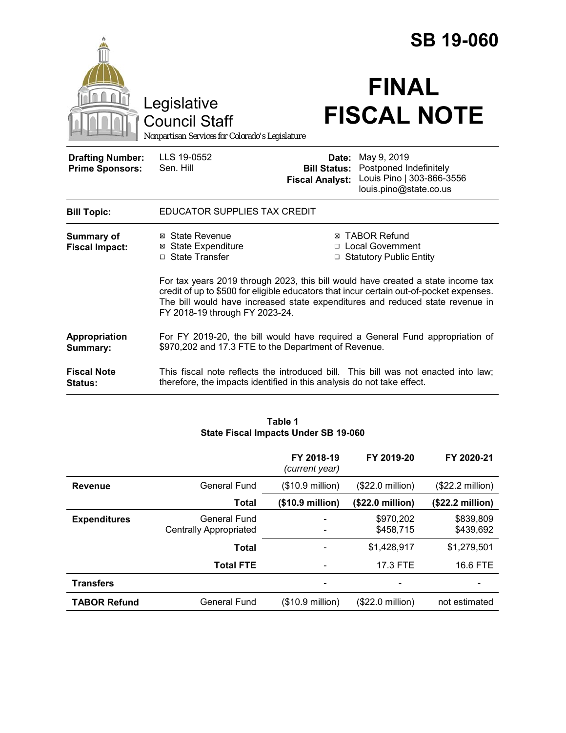# SB 19-060

## FINAL FISCAL NOTE

Legislative Council Staff
*Nonpartisan Services for Colorado's Legislature*

| | | | |
|---|---|---|---|
| **Drafting Number:** | LLS 19-0552 | **Date:** | May 9, 2019 |
| **Prime Sponsors:** | Sen. Hill | **Bill Status:** | Postponed Indefinitely |
| | | **Fiscal Analyst:** | Louis Pino \| 303-866-3556 louis.pino@state.co.us |

**Bill Topic:** EDUCATOR SUPPLIES TAX CREDIT

**Summary of Fiscal Impact:**

- ☒ State Revenue
- ☒ State Expenditure
- ☐ State Transfer
- ☒ TABOR Refund
- ☐ Local Government
- ☐ Statutory Public Entity

For tax years 2019 through 2023, this bill would have created a state income tax credit of up to $500 for eligible educators that incur certain out-of-pocket expenses. The bill would have increased state expenditures and reduced state revenue in FY 2018-19 through FY 2023-24.

**Appropriation Summary:** For FY 2019-20, the bill would have required a General Fund appropriation of $970,202 and 17.3 FTE to the Department of Revenue.

**Fiscal Note Status:** This fiscal note reflects the introduced bill. This bill was not enacted into law; therefore, the impacts identified in this analysis do not take effect.

**Table 1**
**State Fiscal Impacts Under SB 19-060**

| | | FY 2018-19 *(current year)* | FY 2019-20 | FY 2020-21 |
|---|---|---|---|---|
| **Revenue** | General Fund | ($10.9 million) | ($22.0 million) | ($22.2 million) |
| | **Total** | **($10.9 million)** | **($22.0 million)** | **($22.2 million)** |
| **Expenditures** | General Fund | - | $970,202 | $839,809 |
| | Centrally Appropriated | - | $458,715 | $439,692 |
| | **Total** | - | $1,428,917 | $1,279,501 |
| | **Total FTE** | - | 17.3 FTE | 16.6 FTE |
| **Transfers** | | - | - | - |
| **TABOR Refund** | General Fund | ($10.9 million) | ($22.0 million) | not estimated |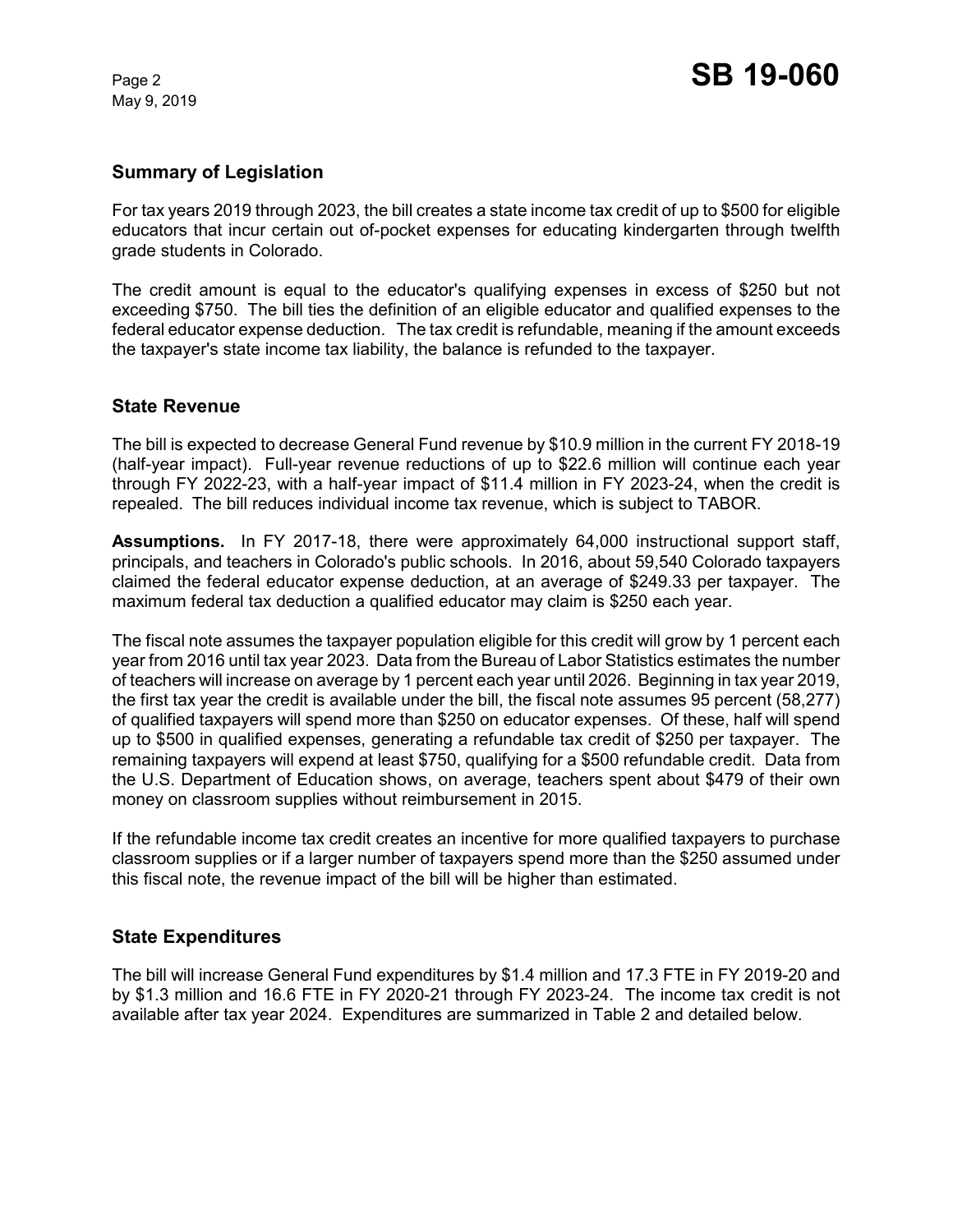## Summary of Legislation

For tax years 2019 through 2023, the bill creates a state income tax credit of up to $500 for eligible educators that incur certain out of-pocket expenses for educating kindergarten through twelfth grade students in Colorado.

The credit amount is equal to the educator's qualifying expenses in excess of $250 but not exceeding $750. The bill ties the definition of an eligible educator and qualified expenses to the federal educator expense deduction. The tax credit is refundable, meaning if the amount exceeds the taxpayer's state income tax liability, the balance is refunded to the taxpayer.

## State Revenue

The bill is expected to decrease General Fund revenue by $10.9 million in the current FY 2018-19 (half-year impact). Full-year revenue reductions of up to $22.6 million will continue each year through FY 2022-23, with a half-year impact of $11.4 million in FY 2023-24, when the credit is repealed. The bill reduces individual income tax revenue, which is subject to TABOR.

**Assumptions.** In FY 2017-18, there were approximately 64,000 instructional support staff, principals, and teachers in Colorado's public schools. In 2016, about 59,540 Colorado taxpayers claimed the federal educator expense deduction, at an average of $249.33 per taxpayer. The maximum federal tax deduction a qualified educator may claim is $250 each year.

The fiscal note assumes the taxpayer population eligible for this credit will grow by 1 percent each year from 2016 until tax year 2023. Data from the Bureau of Labor Statistics estimates the number of teachers will increase on average by 1 percent each year until 2026. Beginning in tax year 2019, the first tax year the credit is available under the bill, the fiscal note assumes 95 percent (58,277) of qualified taxpayers will spend more than $250 on educator expenses. Of these, half will spend up to $500 in qualified expenses, generating a refundable tax credit of $250 per taxpayer. The remaining taxpayers will expend at least $750, qualifying for a $500 refundable credit. Data from the U.S. Department of Education shows, on average, teachers spent about $479 of their own money on classroom supplies without reimbursement in 2015.

If the refundable income tax credit creates an incentive for more qualified taxpayers to purchase classroom supplies or if a larger number of taxpayers spend more than the $250 assumed under this fiscal note, the revenue impact of the bill will be higher than estimated.

## State Expenditures

The bill will increase General Fund expenditures by $1.4 million and 17.3 FTE in FY 2019-20 and by $1.3 million and 16.6 FTE in FY 2020-21 through FY 2023-24. The income tax credit is not available after tax year 2024. Expenditures are summarized in Table 2 and detailed below.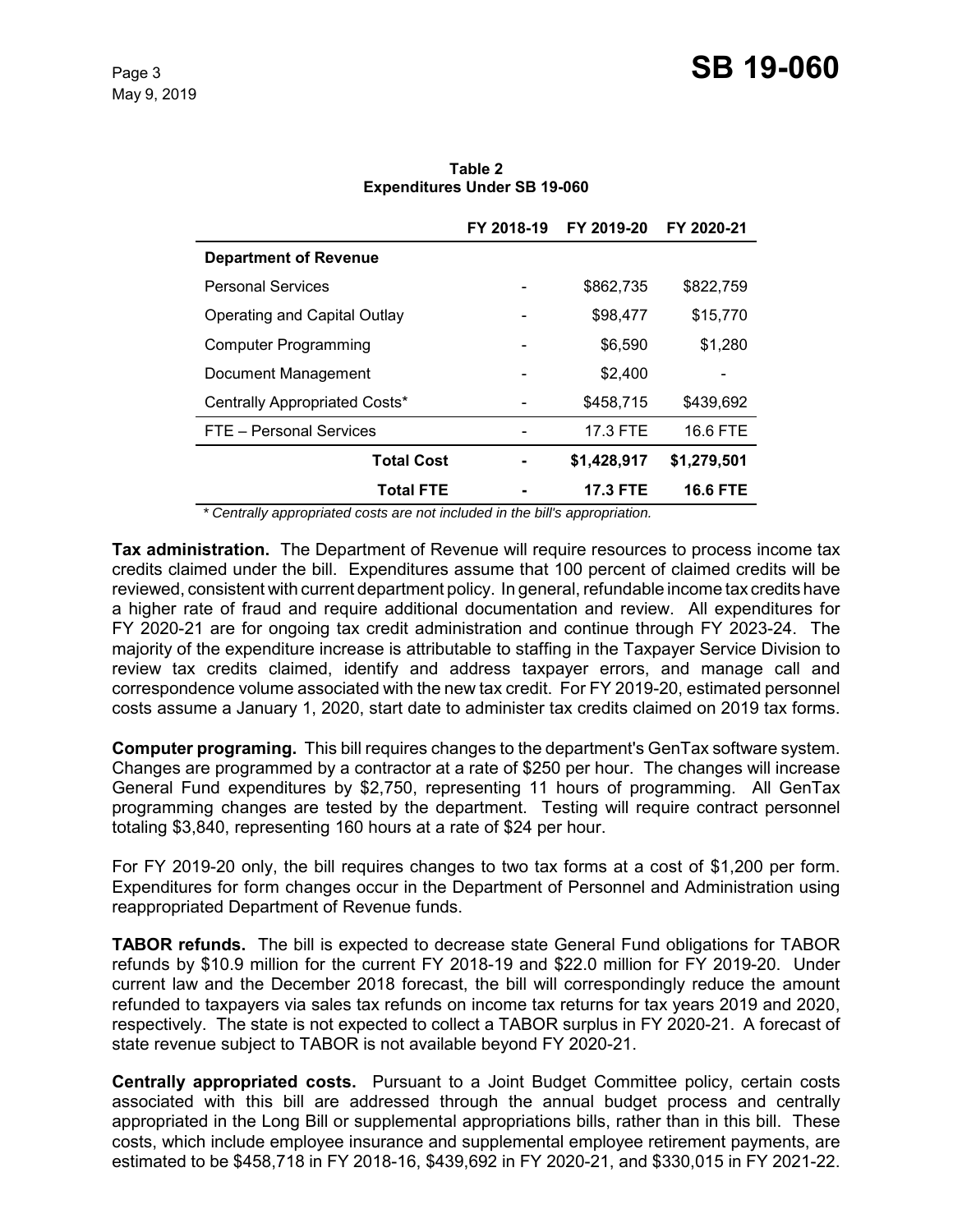**Table 2**
**Expenditures Under SB 19-060**

| | FY 2018-19 | FY 2019-20 | FY 2020-21 |
|---|---|---|---|
| **Department of Revenue** | | | |
| Personal Services | - | $862,735 | $822,759 |
| Operating and Capital Outlay | - | $98,477 | $15,770 |
| Computer Programming | - | $6,590 | $1,280 |
| Document Management | - | $2,400 | - |
| Centrally Appropriated Costs* | - | $458,715 | $439,692 |
| FTE – Personal Services | - | 17.3 FTE | 16.6 FTE |
| **Total Cost** | **-** | **$1,428,917** | **$1,279,501** |
| **Total FTE** | **-** | **17.3 FTE** | **16.6 FTE** |

*\* Centrally appropriated costs are not included in the bill's appropriation.*

**Tax administration.** The Department of Revenue will require resources to process income tax credits claimed under the bill. Expenditures assume that 100 percent of claimed credits will be reviewed, consistent with current department policy. In general, refundable income tax credits have a higher rate of fraud and require additional documentation and review. All expenditures for FY 2020-21 are for ongoing tax credit administration and continue through FY 2023-24. The majority of the expenditure increase is attributable to staffing in the Taxpayer Service Division to review tax credits claimed, identify and address taxpayer errors, and manage call and correspondence volume associated with the new tax credit. For FY 2019-20, estimated personnel costs assume a January 1, 2020, start date to administer tax credits claimed on 2019 tax forms.

**Computer programing.** This bill requires changes to the department's GenTax software system. Changes are programmed by a contractor at a rate of $250 per hour. The changes will increase General Fund expenditures by $2,750, representing 11 hours of programming. All GenTax programming changes are tested by the department. Testing will require contract personnel totaling $3,840, representing 160 hours at a rate of $24 per hour.

For FY 2019-20 only, the bill requires changes to two tax forms at a cost of $1,200 per form. Expenditures for form changes occur in the Department of Personnel and Administration using reappropriated Department of Revenue funds.

**TABOR refunds.** The bill is expected to decrease state General Fund obligations for TABOR refunds by $10.9 million for the current FY 2018-19 and $22.0 million for FY 2019-20. Under current law and the December 2018 forecast, the bill will correspondingly reduce the amount refunded to taxpayers via sales tax refunds on income tax returns for tax years 2019 and 2020, respectively. The state is not expected to collect a TABOR surplus in FY 2020-21. A forecast of state revenue subject to TABOR is not available beyond FY 2020-21.

**Centrally appropriated costs.** Pursuant to a Joint Budget Committee policy, certain costs associated with this bill are addressed through the annual budget process and centrally appropriated in the Long Bill or supplemental appropriations bills, rather than in this bill. These costs, which include employee insurance and supplemental employee retirement payments, are estimated to be $458,718 in FY 2018-16, $439,692 in FY 2020-21, and $330,015 in FY 2021-22.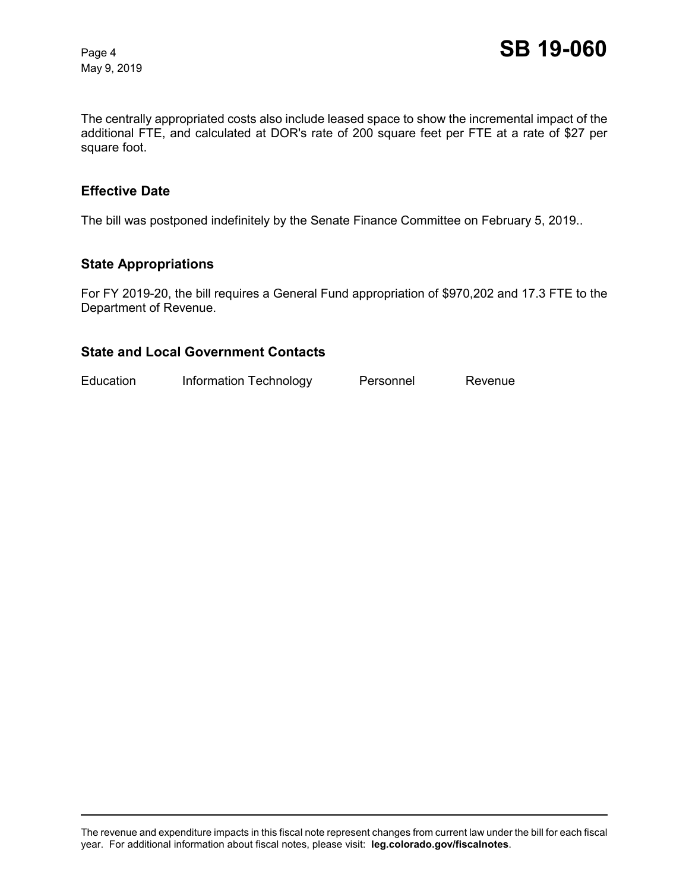The centrally appropriated costs also include leased space to show the incremental impact of the additional FTE, and calculated at DOR's rate of 200 square feet per FTE at a rate of $27 per square foot.

### Effective Date

The bill was postponed indefinitely by the Senate Finance Committee on February 5, 2019..

### State Appropriations

For FY 2019-20, the bill requires a General Fund appropriation of $970,202 and 17.3 FTE to the Department of Revenue.

### State and Local Government Contacts

| | | | |
|---|---|---|---|
| Education | Information Technology | Personnel | Revenue |

The revenue and expenditure impacts in this fiscal note represent changes from current law under the bill for each fiscal year. For additional information about fiscal notes, please visit: **leg.colorado.gov/fiscalnotes**.